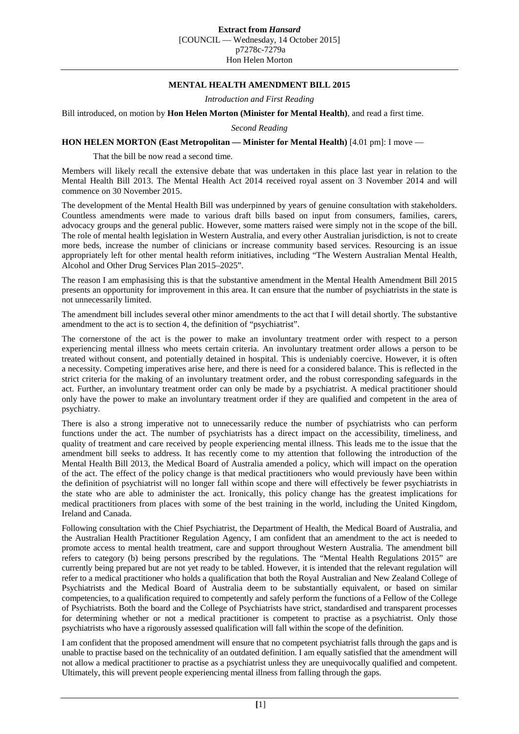**Extract from *Hansard***
[COUNCIL — Wednesday, 14 October 2015]
p7278c-7279a
Hon Helen Morton

## MENTAL HEALTH AMENDMENT BILL 2015

*Introduction and First Reading*

Bill introduced, on motion by **Hon Helen Morton (Minister for Mental Health)**, and read a first time.

*Second Reading*

**HON HELEN MORTON (East Metropolitan — Minister for Mental Health)** [4.01 pm]: I move —

> That the bill be now read a second time.

Members will likely recall the extensive debate that was undertaken in this place last year in relation to the Mental Health Bill 2013. The Mental Health Act 2014 received royal assent on 3 November 2014 and will commence on 30 November 2015.

The development of the Mental Health Bill was underpinned by years of genuine consultation with stakeholders. Countless amendments were made to various draft bills based on input from consumers, families, carers, advocacy groups and the general public. However, some matters raised were simply not in the scope of the bill. The role of mental health legislation in Western Australia, and every other Australian jurisdiction, is not to create more beds, increase the number of clinicians or increase community based services. Resourcing is an issue appropriately left for other mental health reform initiatives, including "The Western Australian Mental Health, Alcohol and Other Drug Services Plan 2015–2025".

The reason I am emphasising this is that the substantive amendment in the Mental Health Amendment Bill 2015 presents an opportunity for improvement in this area. It can ensure that the number of psychiatrists in the state is not unnecessarily limited.

The amendment bill includes several other minor amendments to the act that I will detail shortly. The substantive amendment to the act is to section 4, the definition of "psychiatrist".

The cornerstone of the act is the power to make an involuntary treatment order with respect to a person experiencing mental illness who meets certain criteria. An involuntary treatment order allows a person to be treated without consent, and potentially detained in hospital. This is undeniably coercive. However, it is often a necessity. Competing imperatives arise here, and there is need for a considered balance. This is reflected in the strict criteria for the making of an involuntary treatment order, and the robust corresponding safeguards in the act. Further, an involuntary treatment order can only be made by a psychiatrist. A medical practitioner should only have the power to make an involuntary treatment order if they are qualified and competent in the area of psychiatry.

There is also a strong imperative not to unnecessarily reduce the number of psychiatrists who can perform functions under the act. The number of psychiatrists has a direct impact on the accessibility, timeliness, and quality of treatment and care received by people experiencing mental illness. This leads me to the issue that the amendment bill seeks to address. It has recently come to my attention that following the introduction of the Mental Health Bill 2013, the Medical Board of Australia amended a policy, which will impact on the operation of the act. The effect of the policy change is that medical practitioners who would previously have been within the definition of psychiatrist will no longer fall within scope and there will effectively be fewer psychiatrists in the state who are able to administer the act. Ironically, this policy change has the greatest implications for medical practitioners from places with some of the best training in the world, including the United Kingdom, Ireland and Canada.

Following consultation with the Chief Psychiatrist, the Department of Health, the Medical Board of Australia, and the Australian Health Practitioner Regulation Agency, I am confident that an amendment to the act is needed to promote access to mental health treatment, care and support throughout Western Australia. The amendment bill refers to category (b) being persons prescribed by the regulations. The "Mental Health Regulations 2015" are currently being prepared but are not yet ready to be tabled. However, it is intended that the relevant regulation will refer to a medical practitioner who holds a qualification that both the Royal Australian and New Zealand College of Psychiatrists and the Medical Board of Australia deem to be substantially equivalent, or based on similar competencies, to a qualification required to competently and safely perform the functions of a Fellow of the College of Psychiatrists. Both the board and the College of Psychiatrists have strict, standardised and transparent processes for determining whether or not a medical practitioner is competent to practise as a psychiatrist. Only those psychiatrists who have a rigorously assessed qualification will fall within the scope of the definition.

I am confident that the proposed amendment will ensure that no competent psychiatrist falls through the gaps and is unable to practise based on the technicality of an outdated definition. I am equally satisfied that the amendment will not allow a medical practitioner to practise as a psychiatrist unless they are unequivocally qualified and competent. Ultimately, this will prevent people experiencing mental illness from falling through the gaps.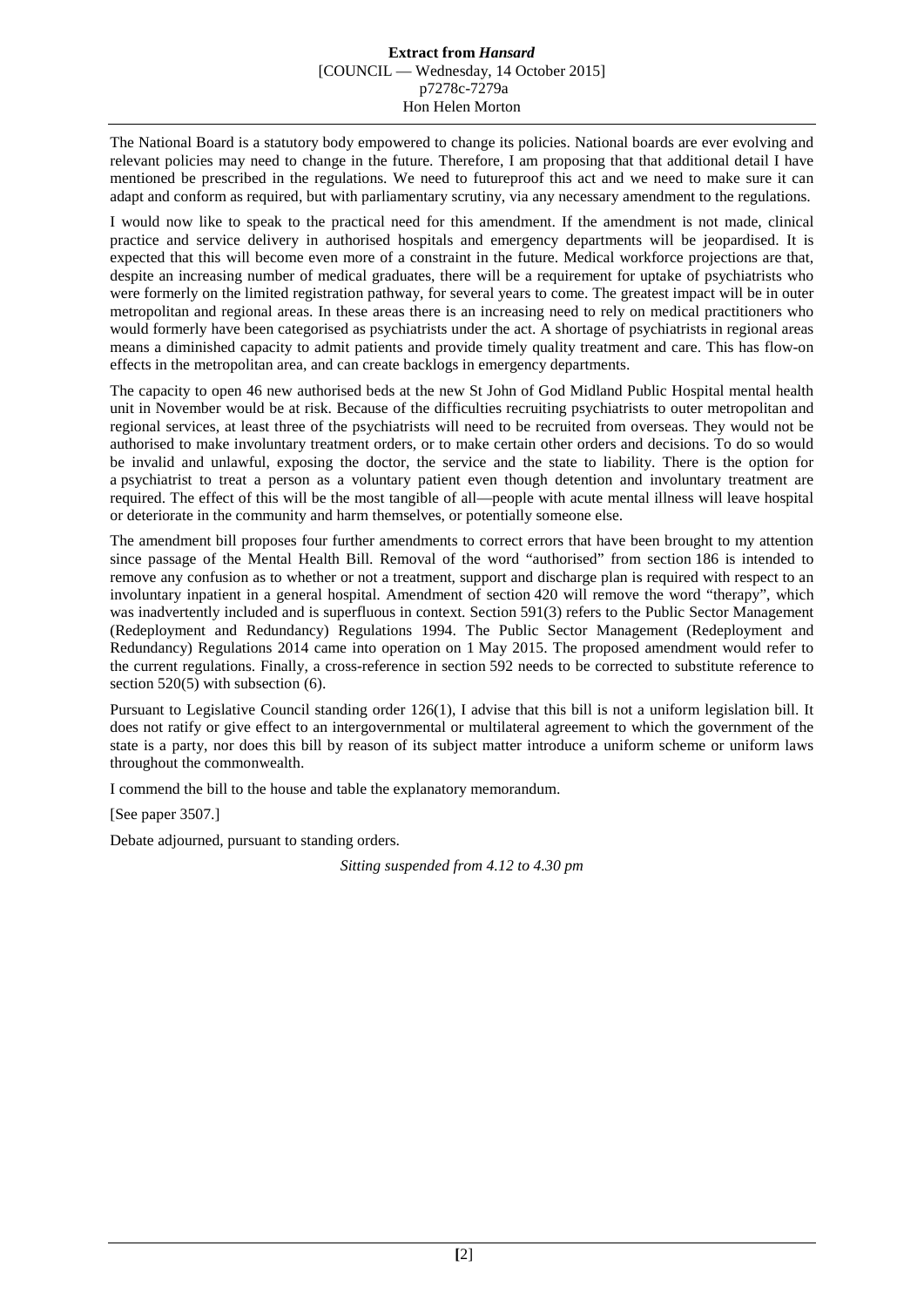The National Board is a statutory body empowered to change its policies. National boards are ever evolving and relevant policies may need to change in the future. Therefore, I am proposing that that additional detail I have mentioned be prescribed in the regulations. We need to futureproof this act and we need to make sure it can adapt and conform as required, but with parliamentary scrutiny, via any necessary amendment to the regulations.

I would now like to speak to the practical need for this amendment. If the amendment is not made, clinical practice and service delivery in authorised hospitals and emergency departments will be jeopardised. It is expected that this will become even more of a constraint in the future. Medical workforce projections are that, despite an increasing number of medical graduates, there will be a requirement for uptake of psychiatrists who were formerly on the limited registration pathway, for several years to come. The greatest impact will be in outer metropolitan and regional areas. In these areas there is an increasing need to rely on medical practitioners who would formerly have been categorised as psychiatrists under the act. A shortage of psychiatrists in regional areas means a diminished capacity to admit patients and provide timely quality treatment and care. This has flow-on effects in the metropolitan area, and can create backlogs in emergency departments.

The capacity to open 46 new authorised beds at the new St John of God Midland Public Hospital mental health unit in November would be at risk. Because of the difficulties recruiting psychiatrists to outer metropolitan and regional services, at least three of the psychiatrists will need to be recruited from overseas. They would not be authorised to make involuntary treatment orders, or to make certain other orders and decisions. To do so would be invalid and unlawful, exposing the doctor, the service and the state to liability. There is the option for a psychiatrist to treat a person as a voluntary patient even though detention and involuntary treatment are required. The effect of this will be the most tangible of all—people with acute mental illness will leave hospital or deteriorate in the community and harm themselves, or potentially someone else.

The amendment bill proposes four further amendments to correct errors that have been brought to my attention since passage of the Mental Health Bill. Removal of the word "authorised" from section 186 is intended to remove any confusion as to whether or not a treatment, support and discharge plan is required with respect to an involuntary inpatient in a general hospital. Amendment of section 420 will remove the word "therapy", which was inadvertently included and is superfluous in context. Section 591(3) refers to the Public Sector Management (Redeployment and Redundancy) Regulations 1994. The Public Sector Management (Redeployment and Redundancy) Regulations 2014 came into operation on 1 May 2015. The proposed amendment would refer to the current regulations. Finally, a cross-reference in section 592 needs to be corrected to substitute reference to section 520(5) with subsection (6).

Pursuant to Legislative Council standing order 126(1), I advise that this bill is not a uniform legislation bill. It does not ratify or give effect to an intergovernmental or multilateral agreement to which the government of the state is a party, nor does this bill by reason of its subject matter introduce a uniform scheme or uniform laws throughout the commonwealth.

I commend the bill to the house and table the explanatory memorandum.

[See paper 3507.]

Debate adjourned, pursuant to standing orders.

*Sitting suspended from 4.12 to 4.30 pm*